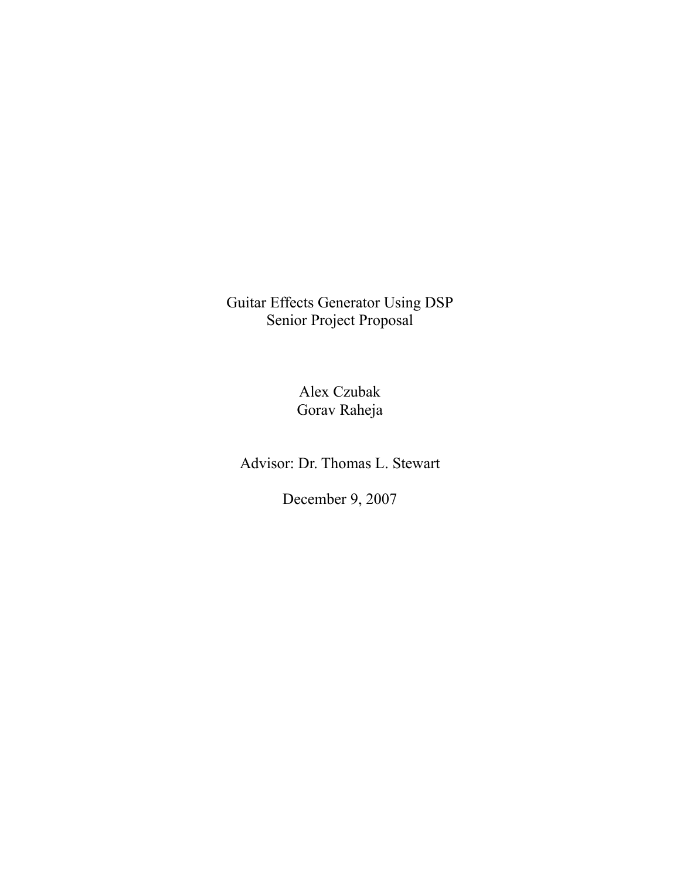# Guitar Effects Generator Using DSP
Senior Project Proposal

Alex Czubak
Gorav Raheja

Advisor: Dr. Thomas L. Stewart

December 9, 2007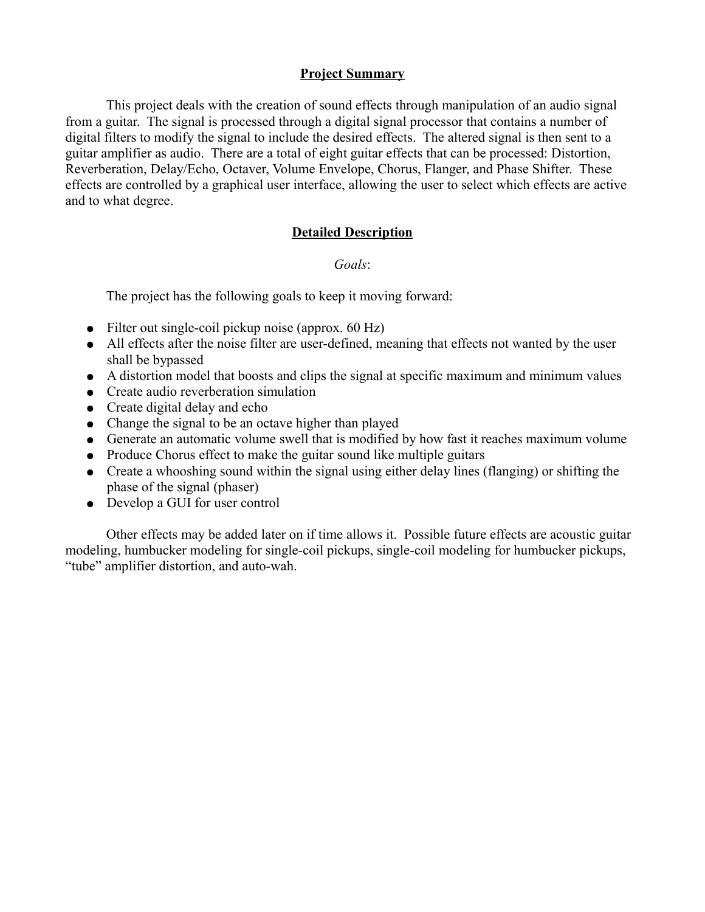## Project Summary

This project deals with the creation of sound effects through manipulation of an audio signal from a guitar. The signal is processed through a digital signal processor that contains a number of digital filters to modify the signal to include the desired effects. The altered signal is then sent to a guitar amplifier as audio. There are a total of eight guitar effects that can be processed: Distortion, Reverberation, Delay/Echo, Octaver, Volume Envelope, Chorus, Flanger, and Phase Shifter. These effects are controlled by a graphical user interface, allowing the user to select which effects are active and to what degree.

## Detailed Description

### *Goals*:

The project has the following goals to keep it moving forward:

- Filter out single-coil pickup noise (approx. 60 Hz)
- All effects after the noise filter are user-defined, meaning that effects not wanted by the user shall be bypassed
- A distortion model that boosts and clips the signal at specific maximum and minimum values
- Create audio reverberation simulation
- Create digital delay and echo
- Change the signal to be an octave higher than played
- Generate an automatic volume swell that is modified by how fast it reaches maximum volume
- Produce Chorus effect to make the guitar sound like multiple guitars
- Create a whooshing sound within the signal using either delay lines (flanging) or shifting the phase of the signal (phaser)
- Develop a GUI for user control

Other effects may be added later on if time allows it. Possible future effects are acoustic guitar modeling, humbucker modeling for single-coil pickups, single-coil modeling for humbucker pickups, "tube" amplifier distortion, and auto-wah.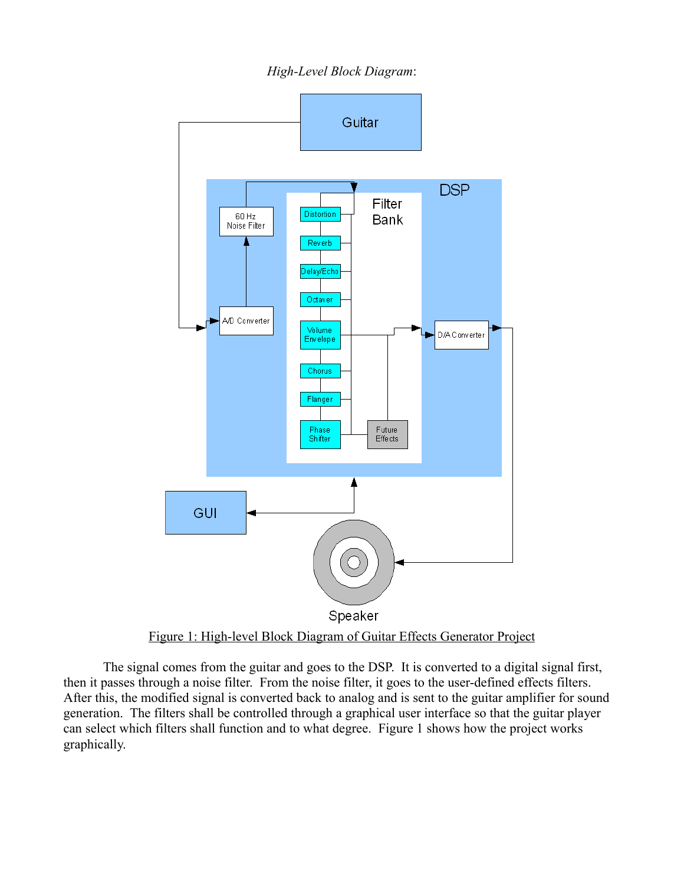*High-Level Block Diagram*:

Figure 1: High-level Block Diagram of Guitar Effects Generator Project

The signal comes from the guitar and goes to the DSP. It is converted to a digital signal first, then it passes through a noise filter. From the noise filter, it goes to the user-defined effects filters. After this, the modified signal is converted back to analog and is sent to the guitar amplifier for sound generation. The filters shall be controlled through a graphical user interface so that the guitar player can select which filters shall function and to what degree. Figure 1 shows how the project works graphically.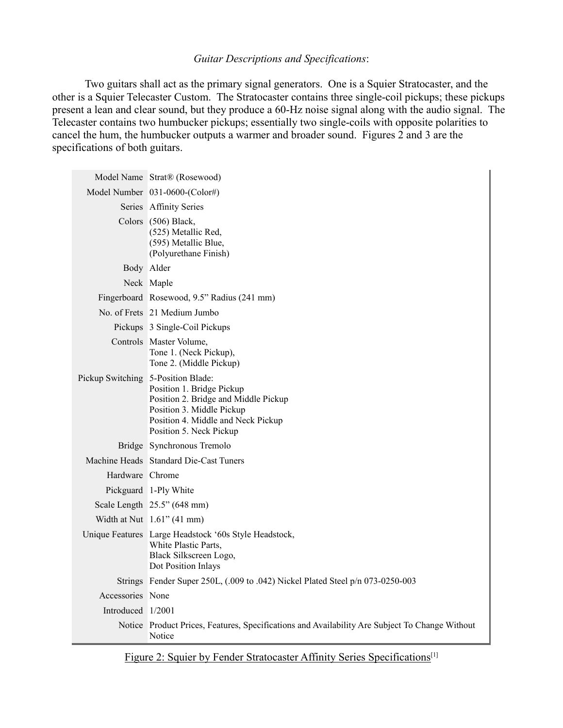*Guitar Descriptions and Specifications*:

Two guitars shall act as the primary signal generators. One is a Squier Stratocaster, and the other is a Squier Telecaster Custom. The Stratocaster contains three single-coil pickups; these pickups present a lean and clear sound, but they produce a 60-Hz noise signal along with the audio signal. The Telecaster contains two humbucker pickups; essentially two single-coils with opposite polarities to cancel the hum, the humbucker outputs a warmer and broader sound. Figures 2 and 3 are the specifications of both guitars.

| | |
|---|---|
| Model Name | Strat® (Rosewood) |
| Model Number | 031-0600-(Color#) |
| Series | Affinity Series |
| Colors | (506) Black,<br>(525) Metallic Red,<br>(595) Metallic Blue,<br>(Polyurethane Finish) |
| Body | Alder |
| Neck | Maple |
| Fingerboard | Rosewood, 9.5" Radius (241 mm) |
| No. of Frets | 21 Medium Jumbo |
| Pickups | 3 Single-Coil Pickups |
| Controls | Master Volume,<br>Tone 1. (Neck Pickup),<br>Tone 2. (Middle Pickup) |
| Pickup Switching | 5-Position Blade:<br>Position 1. Bridge Pickup<br>Position 2. Bridge and Middle Pickup<br>Position 3. Middle Pickup<br>Position 4. Middle and Neck Pickup<br>Position 5. Neck Pickup |
| Bridge | Synchronous Tremolo |
| Machine Heads | Standard Die-Cast Tuners |
| Hardware | Chrome |
| Pickguard | 1-Ply White |
| Scale Length | 25.5" (648 mm) |
| Width at Nut | 1.61" (41 mm) |
| Unique Features | Large Headstock '60s Style Headstock,<br>White Plastic Parts,<br>Black Silkscreen Logo,<br>Dot Position Inlays |
| Strings | Fender Super 250L, (.009 to .042) Nickel Plated Steel p/n 073-0250-003 |
| Accessories | None |
| Introduced | 1/2001 |
| Notice | Product Prices, Features, Specifications and Availability Are Subject To Change Without Notice |

Figure 2: Squier by Fender Stratocaster Affinity Series Specifications[1]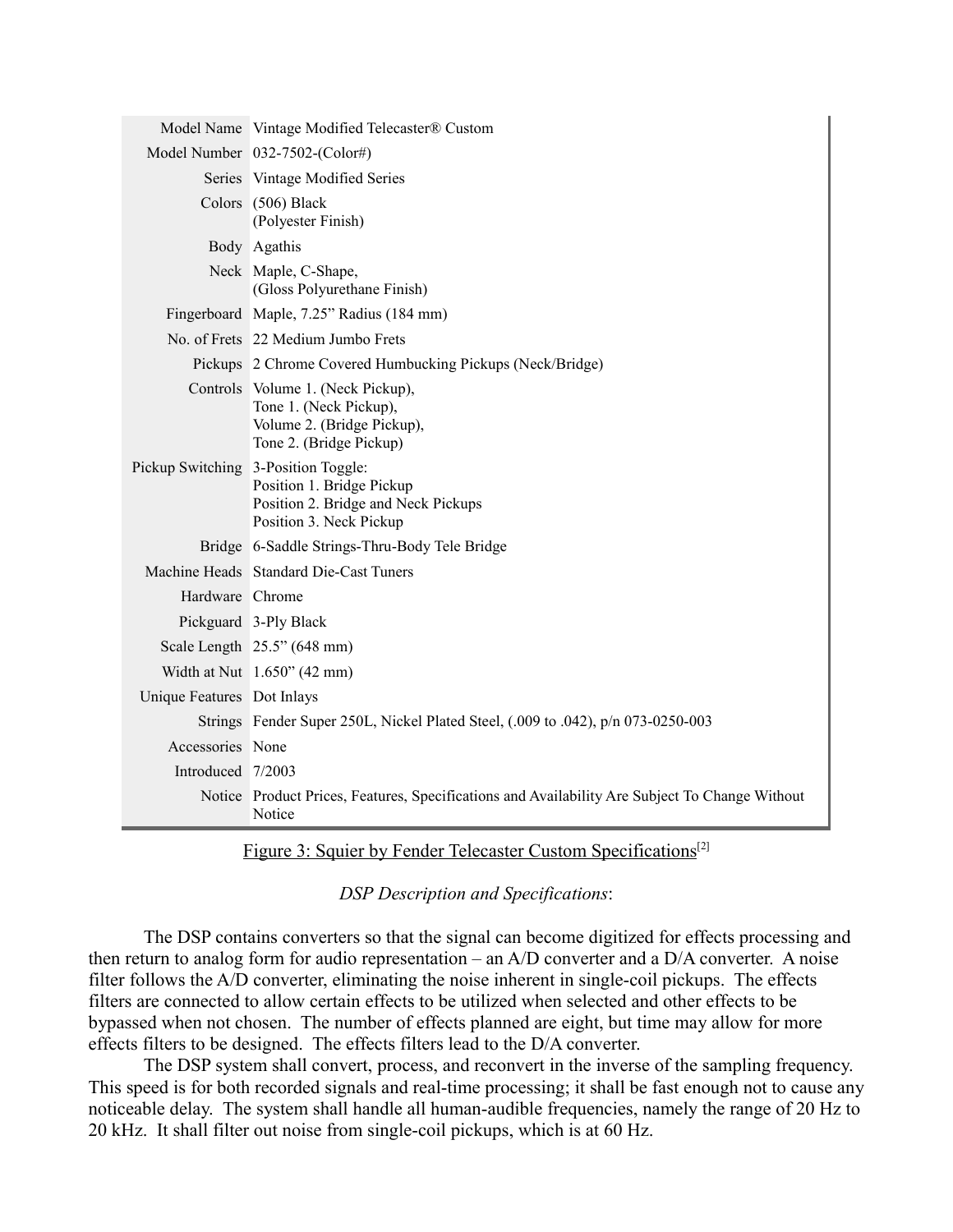| | |
|---|---|
| Model Name | Vintage Modified Telecaster® Custom |
| Model Number | 032-7502-(Color#) |
| Series | Vintage Modified Series |
| Colors | (506) Black<br>(Polyester Finish) |
| Body | Agathis |
| Neck | Maple, C-Shape,<br>(Gloss Polyurethane Finish) |
| Fingerboard | Maple, 7.25" Radius (184 mm) |
| No. of Frets | 22 Medium Jumbo Frets |
| Pickups | 2 Chrome Covered Humbucking Pickups (Neck/Bridge) |
| Controls | Volume 1. (Neck Pickup),<br>Tone 1. (Neck Pickup),<br>Volume 2. (Bridge Pickup),<br>Tone 2. (Bridge Pickup) |
| Pickup Switching | 3-Position Toggle:<br>Position 1. Bridge Pickup<br>Position 2. Bridge and Neck Pickups<br>Position 3. Neck Pickup |
| Bridge | 6-Saddle Strings-Thru-Body Tele Bridge |
| Machine Heads | Standard Die-Cast Tuners |
| Hardware | Chrome |
| Pickguard | 3-Ply Black |
| Scale Length | 25.5" (648 mm) |
| Width at Nut | 1.650" (42 mm) |
| Unique Features | Dot Inlays |
| Strings | Fender Super 250L, Nickel Plated Steel, (.009 to .042), p/n 073-0250-003 |
| Accessories | None |
| Introduced | 7/2003 |
| Notice | Product Prices, Features, Specifications and Availability Are Subject To Change Without Notice |

Figure 3: Squier by Fender Telecaster Custom Specifications[2]

*DSP Description and Specifications*:

The DSP contains converters so that the signal can become digitized for effects processing and then return to analog form for audio representation – an A/D converter and a D/A converter. A noise filter follows the A/D converter, eliminating the noise inherent in single-coil pickups. The effects filters are connected to allow certain effects to be utilized when selected and other effects to be bypassed when not chosen. The number of effects planned are eight, but time may allow for more effects filters to be designed. The effects filters lead to the D/A converter.

The DSP system shall convert, process, and reconvert in the inverse of the sampling frequency. This speed is for both recorded signals and real-time processing; it shall be fast enough not to cause any noticeable delay. The system shall handle all human-audible frequencies, namely the range of 20 Hz to 20 kHz. It shall filter out noise from single-coil pickups, which is at 60 Hz.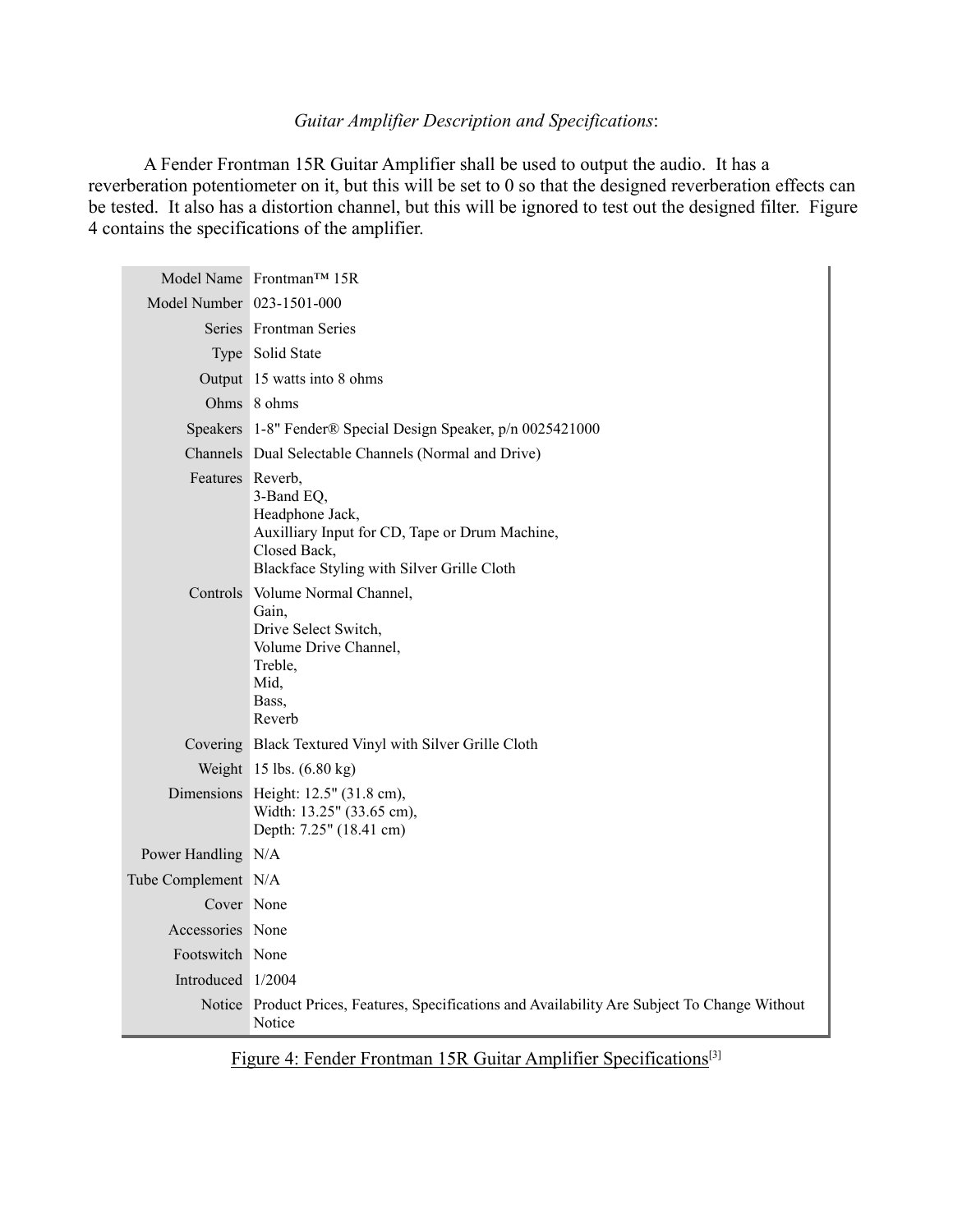*Guitar Amplifier Description and Specifications*:

A Fender Frontman 15R Guitar Amplifier shall be used to output the audio. It has a reverberation potentiometer on it, but this will be set to 0 so that the designed reverberation effects can be tested. It also has a distortion channel, but this will be ignored to test out the designed filter. Figure 4 contains the specifications of the amplifier.

| | |
|---|---|
| Model Name | Frontman™ 15R |
| Model Number | 023-1501-000 |
| Series | Frontman Series |
| Type | Solid State |
| Output | 15 watts into 8 ohms |
| Ohms | 8 ohms |
| Speakers | 1-8" Fender® Special Design Speaker, p/n 0025421000 |
| Channels | Dual Selectable Channels (Normal and Drive) |
| Features | Reverb,<br>3-Band EQ,<br>Headphone Jack,<br>Auxilliary Input for CD, Tape or Drum Machine,<br>Closed Back,<br>Blackface Styling with Silver Grille Cloth |
| Controls | Volume Normal Channel,<br>Gain,<br>Drive Select Switch,<br>Volume Drive Channel,<br>Treble,<br>Mid,<br>Bass,<br>Reverb |
| Covering | Black Textured Vinyl with Silver Grille Cloth |
| Weight | 15 lbs. (6.80 kg) |
| Dimensions | Height: 12.5" (31.8 cm),<br>Width: 13.25" (33.65 cm),<br>Depth: 7.25" (18.41 cm) |
| Power Handling | N/A |
| Tube Complement | N/A |
| Cover | None |
| Accessories | None |
| Footswitch | None |
| Introduced | 1/2004 |
| Notice | Product Prices, Features, Specifications and Availability Are Subject To Change Without Notice |

Figure 4: Fender Frontman 15R Guitar Amplifier Specifications[3]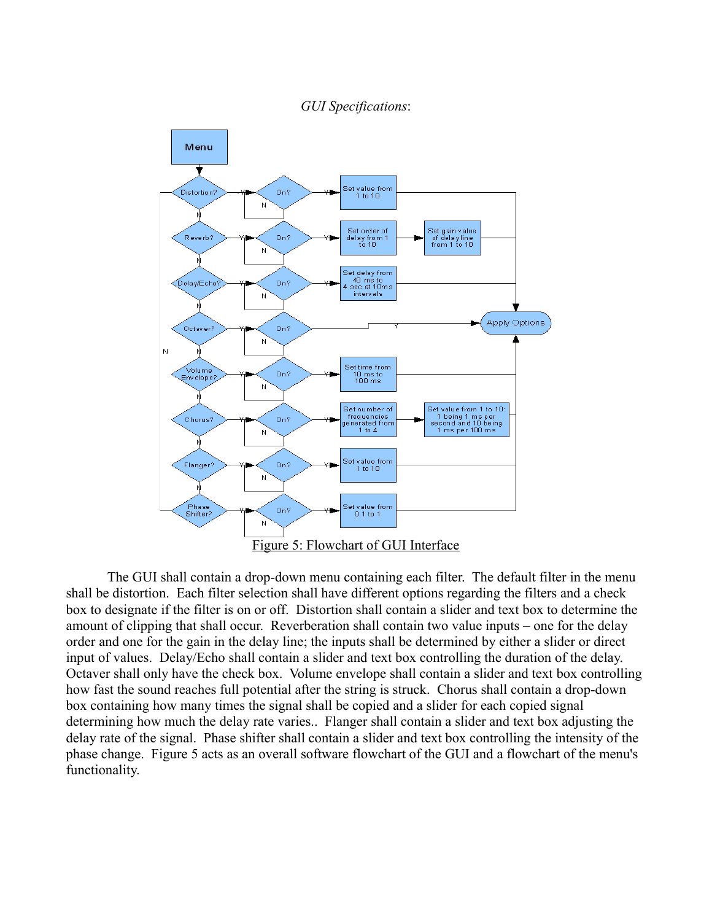*GUI Specifications*:

Figure 5: Flowchart of GUI Interface

The GUI shall contain a drop-down menu containing each filter. The default filter in the menu shall be distortion. Each filter selection shall have different options regarding the filters and a check box to designate if the filter is on or off. Distortion shall contain a slider and text box to determine the amount of clipping that shall occur. Reverberation shall contain two value inputs – one for the delay order and one for the gain in the delay line; the inputs shall be determined by either a slider or direct input of values. Delay/Echo shall contain a slider and text box controlling the duration of the delay. Octaver shall only have the check box. Volume envelope shall contain a slider and text box controlling how fast the sound reaches full potential after the string is struck. Chorus shall contain a drop-down box containing how many times the signal shall be copied and a slider for each copied signal determining how much the delay rate varies.. Flanger shall contain a slider and text box adjusting the delay rate of the signal. Phase shifter shall contain a slider and text box controlling the intensity of the phase change. Figure 5 acts as an overall software flowchart of the GUI and a flowchart of the menu's functionality.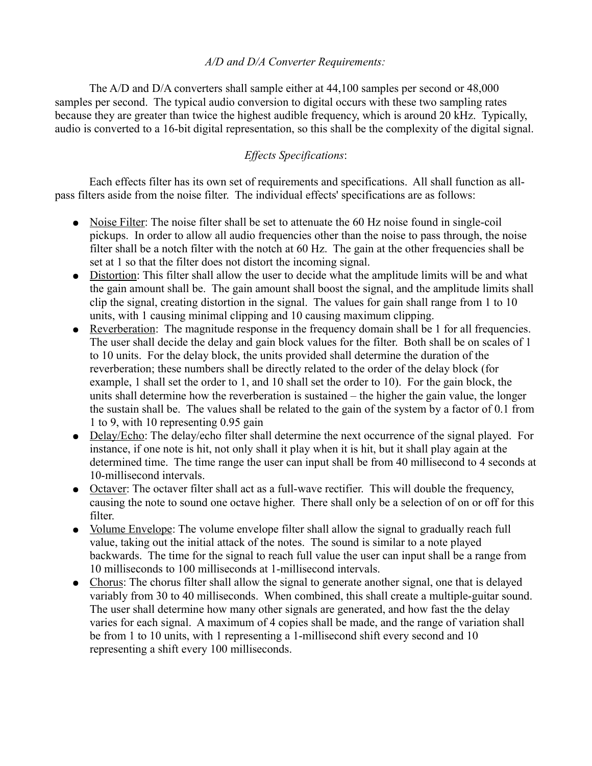*A/D and D/A Converter Requirements:*

The A/D and D/A converters shall sample either at 44,100 samples per second or 48,000 samples per second. The typical audio conversion to digital occurs with these two sampling rates because they are greater than twice the highest audible frequency, which is around 20 kHz. Typically, audio is converted to a 16-bit digital representation, so this shall be the complexity of the digital signal.

*Effects Specifications*:

Each effects filter has its own set of requirements and specifications. All shall function as all-pass filters aside from the noise filter. The individual effects' specifications are as follows:

- Noise Filter: The noise filter shall be set to attenuate the 60 Hz noise found in single-coil pickups. In order to allow all audio frequencies other than the noise to pass through, the noise filter shall be a notch filter with the notch at 60 Hz. The gain at the other frequencies shall be set at 1 so that the filter does not distort the incoming signal.
- Distortion: This filter shall allow the user to decide what the amplitude limits will be and what the gain amount shall be. The gain amount shall boost the signal, and the amplitude limits shall clip the signal, creating distortion in the signal. The values for gain shall range from 1 to 10 units, with 1 causing minimal clipping and 10 causing maximum clipping.
- Reverberation: The magnitude response in the frequency domain shall be 1 for all frequencies. The user shall decide the delay and gain block values for the filter. Both shall be on scales of 1 to 10 units. For the delay block, the units provided shall determine the duration of the reverberation; these numbers shall be directly related to the order of the delay block (for example, 1 shall set the order to 1, and 10 shall set the order to 10). For the gain block, the units shall determine how the reverberation is sustained – the higher the gain value, the longer the sustain shall be. The values shall be related to the gain of the system by a factor of 0.1 from 1 to 9, with 10 representing 0.95 gain
- Delay/Echo: The delay/echo filter shall determine the next occurrence of the signal played. For instance, if one note is hit, not only shall it play when it is hit, but it shall play again at the determined time. The time range the user can input shall be from 40 millisecond to 4 seconds at 10-millisecond intervals.
- Octaver: The octaver filter shall act as a full-wave rectifier. This will double the frequency, causing the note to sound one octave higher. There shall only be a selection of on or off for this filter.
- Volume Envelope: The volume envelope filter shall allow the signal to gradually reach full value, taking out the initial attack of the notes. The sound is similar to a note played backwards. The time for the signal to reach full value the user can input shall be a range from 10 milliseconds to 100 milliseconds at 1-millisecond intervals.
- Chorus: The chorus filter shall allow the signal to generate another signal, one that is delayed variably from 30 to 40 milliseconds. When combined, this shall create a multiple-guitar sound. The user shall determine how many other signals are generated, and how fast the the delay varies for each signal. A maximum of 4 copies shall be made, and the range of variation shall be from 1 to 10 units, with 1 representing a 1-millisecond shift every second and 10 representing a shift every 100 milliseconds.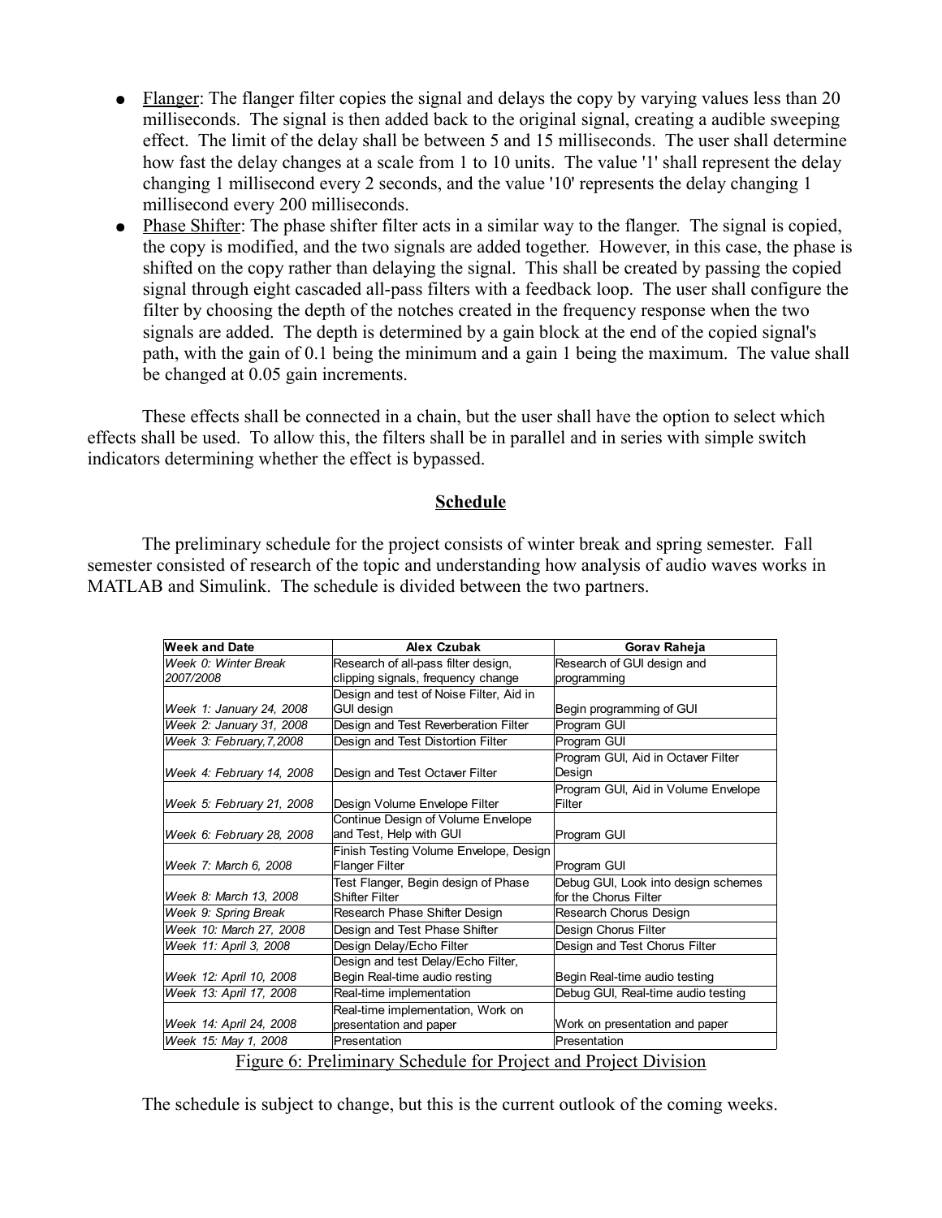- Flanger: The flanger filter copies the signal and delays the copy by varying values less than 20 milliseconds. The signal is then added back to the original signal, creating a audible sweeping effect. The limit of the delay shall be between 5 and 15 milliseconds. The user shall determine how fast the delay changes at a scale from 1 to 10 units. The value '1' shall represent the delay changing 1 millisecond every 2 seconds, and the value '10' represents the delay changing 1 millisecond every 200 milliseconds.
- Phase Shifter: The phase shifter filter acts in a similar way to the flanger. The signal is copied, the copy is modified, and the two signals are added together. However, in this case, the phase is shifted on the copy rather than delaying the signal. This shall be created by passing the copied signal through eight cascaded all-pass filters with a feedback loop. The user shall configure the filter by choosing the depth of the notches created in the frequency response when the two signals are added. The depth is determined by a gain block at the end of the copied signal's path, with the gain of 0.1 being the minimum and a gain 1 being the maximum. The value shall be changed at 0.05 gain increments.

These effects shall be connected in a chain, but the user shall have the option to select which effects shall be used. To allow this, the filters shall be in parallel and in series with simple switch indicators determining whether the effect is bypassed.

## Schedule

The preliminary schedule for the project consists of winter break and spring semester. Fall semester consisted of research of the topic and understanding how analysis of audio waves works in MATLAB and Simulink. The schedule is divided between the two partners.

| Week and Date | Alex Czubak | Gorav Raheja |
|---|---|---|
| *Week 0: Winter Break 2007/2008* | Research of all-pass filter design, clipping signals, frequency change | Research of GUI design and programming |
| *Week 1: January 24, 2008* | Design and test of Noise Filter, Aid in GUI design | Begin programming of GUI |
| *Week 2: January 31, 2008* | Design and Test Reverberation Filter | Program GUI |
| *Week 3: February, 7,2008* | Design and Test Distortion Filter | Program GUI |
| *Week 4: February 14, 2008* | Design and Test Octaver Filter | Program GUI, Aid in Octaver Filter Design |
| *Week 5: February 21, 2008* | Design Volume Envelope Filter | Program GUI, Aid in Volume Envelope Filter |
| *Week 6: February 28, 2008* | Continue Design of Volume Envelope and Test, Help with GUI | Program GUI |
| *Week 7: March 6, 2008* | Finish Testing Volume Envelope, Design Flanger Filter | Program GUI |
| *Week 8: March 13, 2008* | Test Flanger, Begin design of Phase Shifter Filter | Debug GUI, Look into design schemes for the Chorus Filter |
| *Week 9: Spring Break* | Research Phase Shifter Design | Research Chorus Design |
| *Week 10: March 27, 2008* | Design and Test Phase Shifter | Design Chorus Filter |
| *Week 11: April 3, 2008* | Design Delay/Echo Filter | Design and Test Chorus Filter |
| *Week 12: April 10, 2008* | Design and test Delay/Echo Filter, Begin Real-time audio resting | Begin Real-time audio testing |
| *Week 13: April 17, 2008* | Real-time implementation | Debug GUI, Real-time audio testing |
| *Week 14: April 24, 2008* | Real-time implementation, Work on presentation and paper | Work on presentation and paper |
| *Week 15: May 1, 2008* | Presentation | Presentation |

Figure 6: Preliminary Schedule for Project and Project Division

The schedule is subject to change, but this is the current outlook of the coming weeks.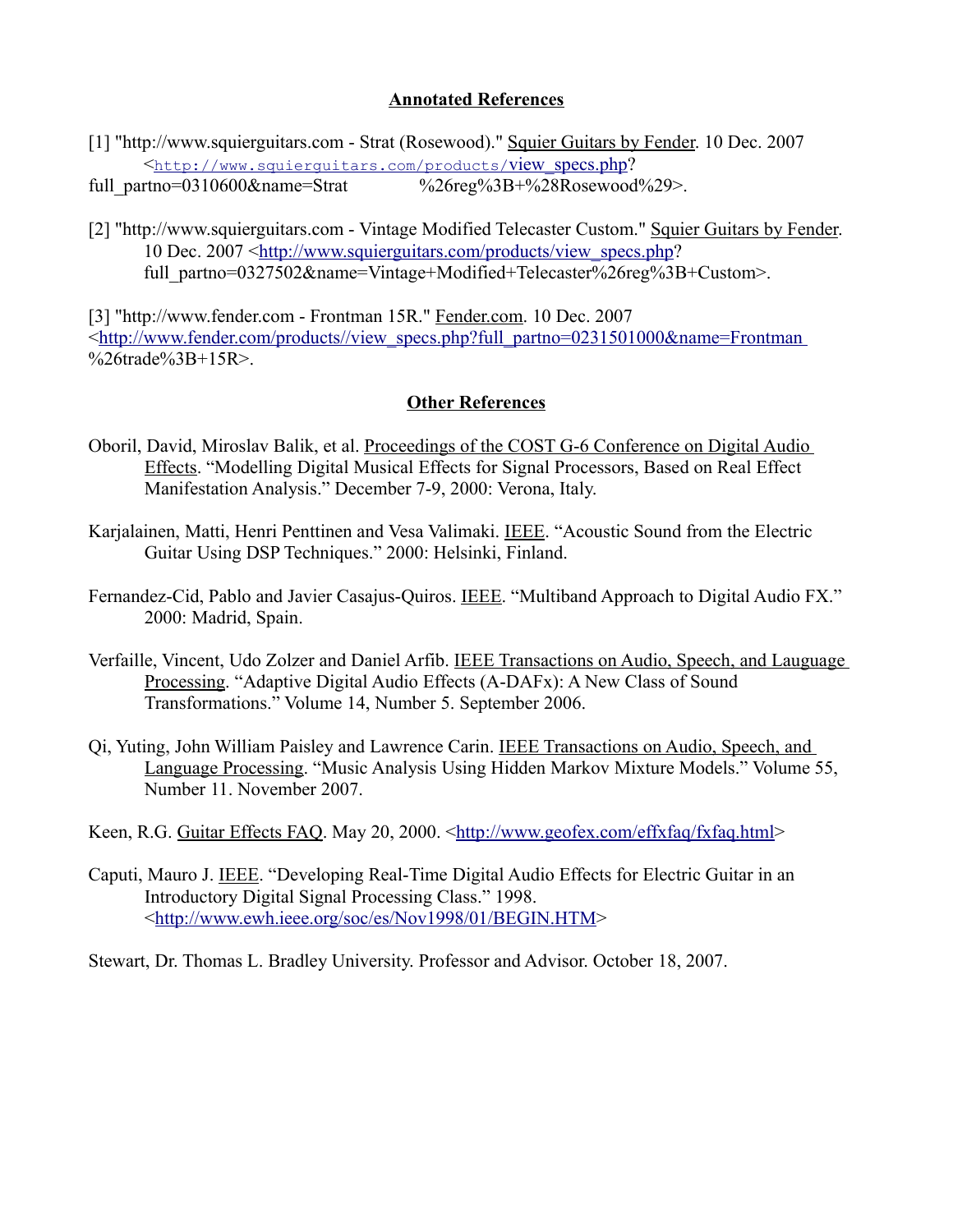## Annotated References

[1] "http://www.squierguitars.com - Strat (Rosewood)." Squier Guitars by Fender. 10 Dec. 2007 <http://www.squierguitars.com/products/view_specs.php?full_partno=0310600&name=Strat %26reg%3B+%28Rosewood%29>.

[2] "http://www.squierguitars.com - Vintage Modified Telecaster Custom." Squier Guitars by Fender. 10 Dec. 2007 <http://www.squierguitars.com/products/view_specs.php?full_partno=0327502&name=Vintage+Modified+Telecaster%26reg%3B+Custom>.

[3] "http://www.fender.com - Frontman 15R." Fender.com. 10 Dec. 2007 <http://www.fender.com/products//view_specs.php?full_partno=0231501000&name=Frontman %26trade%3B+15R>.

## Other References

Oboril, David, Miroslav Balik, et al. Proceedings of the COST G-6 Conference on Digital Audio Effects. "Modelling Digital Musical Effects for Signal Processors, Based on Real Effect Manifestation Analysis." December 7-9, 2000: Verona, Italy.

Karjalainen, Matti, Henri Penttinen and Vesa Valimaki. IEEE. "Acoustic Sound from the Electric Guitar Using DSP Techniques." 2000: Helsinki, Finland.

Fernandez-Cid, Pablo and Javier Casajus-Quiros. IEEE. "Multiband Approach to Digital Audio FX." 2000: Madrid, Spain.

Verfaille, Vincent, Udo Zolzer and Daniel Arfib. IEEE Transactions on Audio, Speech, and Lauguage Processing. "Adaptive Digital Audio Effects (A-DAFx): A New Class of Sound Transformations." Volume 14, Number 5. September 2006.

Qi, Yuting, John William Paisley and Lawrence Carin. IEEE Transactions on Audio, Speech, and Language Processing. "Music Analysis Using Hidden Markov Mixture Models." Volume 55, Number 11. November 2007.

Keen, R.G. Guitar Effects FAQ. May 20, 2000. <http://www.geofex.com/effxfaq/fxfaq.html>

Caputi, Mauro J. IEEE. "Developing Real-Time Digital Audio Effects for Electric Guitar in an Introductory Digital Signal Processing Class." 1998. <http://www.ewh.ieee.org/soc/es/Nov1998/01/BEGIN.HTM>

Stewart, Dr. Thomas L. Bradley University. Professor and Advisor. October 18, 2007.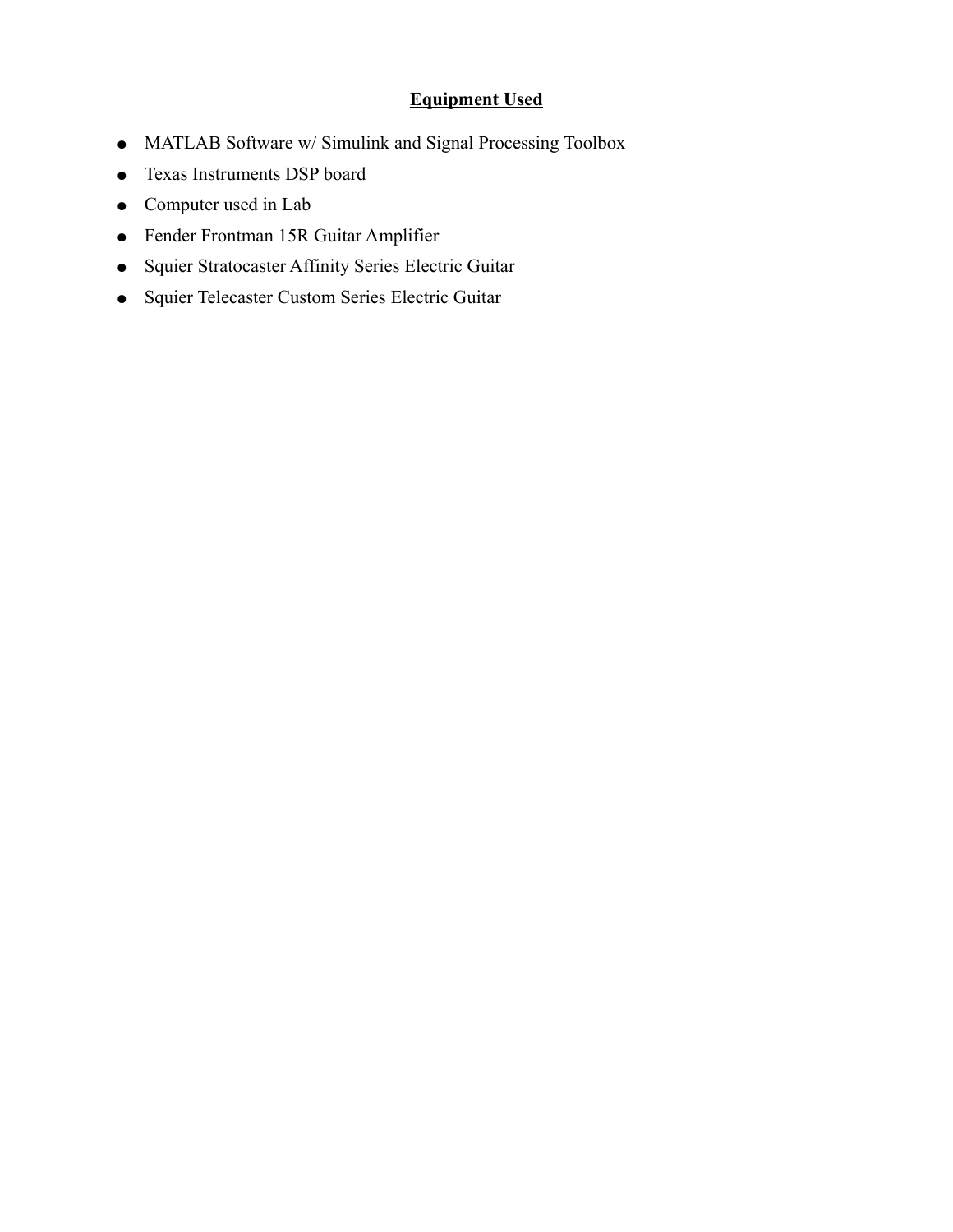## Equipment Used

- MATLAB Software w/ Simulink and Signal Processing Toolbox
- Texas Instruments DSP board
- Computer used in Lab
- Fender Frontman 15R Guitar Amplifier
- Squier Stratocaster Affinity Series Electric Guitar
- Squier Telecaster Custom Series Electric Guitar